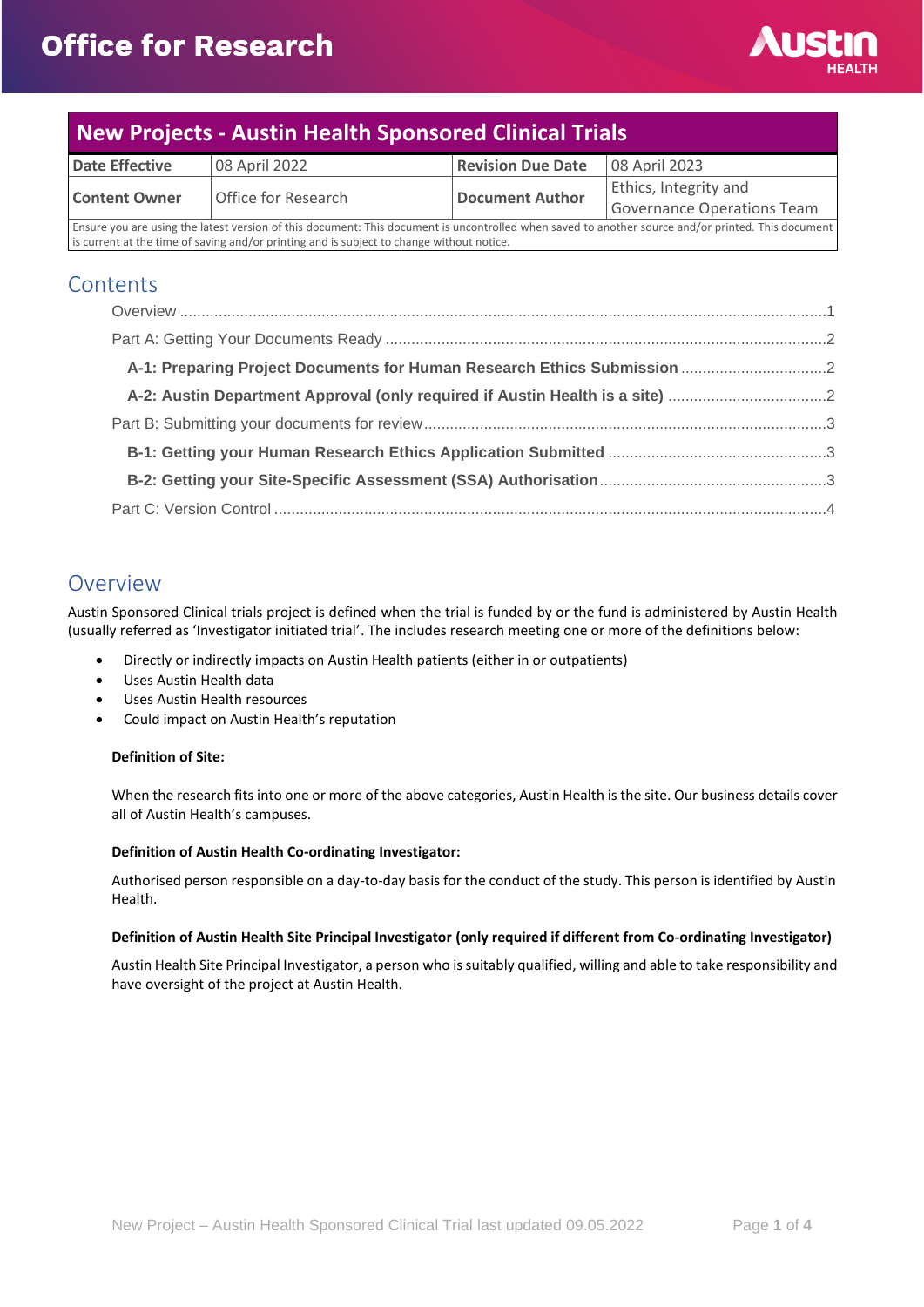# Office for Research

## New Projects - Austin Health Sponsored Clinical Trials

| **Date Effective** | 08 April 2022 | **Revision Due Date** | 08 April 2023 |
|---|---|---|---|
| **Content Owner** | Office for Research | **Document Author** | Ethics, Integrity and Governance Operations Team |
| Ensure you are using the latest version of this document: This document is uncontrolled when saved to another source and/or printed. This document is current at the time of saving and/or printing and is subject to change without notice. | | | |

## Contents

Overview ....................................................................................................1
Part A: Getting Your Documents Ready ....................................................2
**A-1: Preparing Project Documents for Human Research Ethics Submission** ....................2
**A-2: Austin Department Approval (only required if Austin Health is a site)** ....................2
Part B: Submitting your documents for review ..............................................3
**B-1: Getting your Human Research Ethics Application Submitted** ....................3
**B-2: Getting your Site-Specific Assessment (SSA) Authorisation** ....................3
Part C: Version Control ..................................................................................4

## Overview

Austin Sponsored Clinical trials project is defined when the trial is funded by or the fund is administered by Austin Health (usually referred as 'Investigator initiated trial'. The includes research meeting one or more of the definitions below:

- Directly or indirectly impacts on Austin Health patients (either in or outpatients)
- Uses Austin Health data
- Uses Austin Health resources
- Could impact on Austin Health's reputation

**Definition of Site:**

When the research fits into one or more of the above categories, Austin Health is the site. Our business details cover all of Austin Health's campuses.

**Definition of Austin Health Co-ordinating Investigator:**

Authorised person responsible on a day-to-day basis for the conduct of the study. This person is identified by Austin Health.

**Definition of Austin Health Site Principal Investigator (only required if different from Co-ordinating Investigator)**

Austin Health Site Principal Investigator, a person who is suitably qualified, willing and able to take responsibility and have oversight of the project at Austin Health.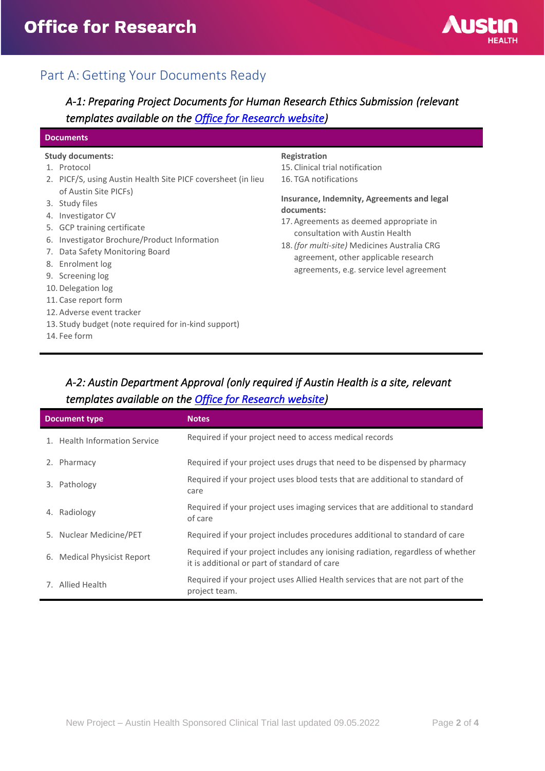# Office for Research

## Part A: Getting Your Documents Ready

### *A-1: Preparing Project Documents for Human Research Ethics Submission (relevant templates available on the [Office for Research website](#))*

**Documents**

**Study documents:**

1. Protocol
2. PICF/S, using Austin Health Site PICF coversheet (in lieu of Austin Site PICFs)
3. Study files
4. Investigator CV
5. GCP training certificate
6. Investigator Brochure/Product Information
7. Data Safety Monitoring Board
8. Enrolment log
9. Screening log
10. Delegation log
11. Case report form
12. Adverse event tracker
13. Study budget (note required for in-kind support)
14. Fee form

**Registration**

15. Clinical trial notification
16. TGA notifications

**Insurance, Indemnity, Agreements and legal documents:**

17. Agreements as deemed appropriate in consultation with Austin Health
18. *(for multi-site)* Medicines Australia CRG agreement, other applicable research agreements, e.g. service level agreement

### *A-2: Austin Department Approval (only required if Austin Health is a site, relevant templates available on the [Office for Research website](#))*

| Document type | Notes |
|---|---|
| 1. Health Information Service | Required if your project need to access medical records |
| 2. Pharmacy | Required if your project uses drugs that need to be dispensed by pharmacy |
| 3. Pathology | Required if your project uses blood tests that are additional to standard of care |
| 4. Radiology | Required if your project uses imaging services that are additional to standard of care |
| 5. Nuclear Medicine/PET | Required if your project includes procedures additional to standard of care |
| 6. Medical Physicist Report | Required if your project includes any ionising radiation, regardless of whether it is additional or part of standard of care |
| 7. Allied Health | Required if your project uses Allied Health services that are not part of the project team. |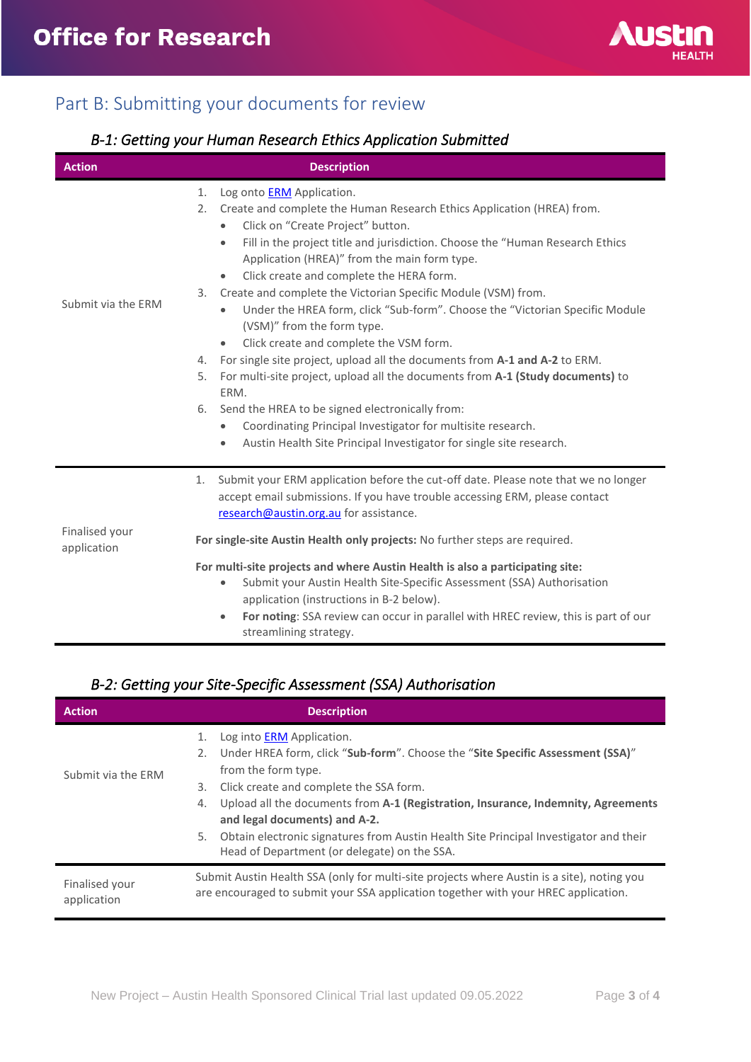## Part B: Submitting your documents for review

### *B-1: Getting your Human Research Ethics Application Submitted*

| Action | Description |
|---|---|
| Submit via the ERM | 1. Log onto ERM Application.<br>2. Create and complete the Human Research Ethics Application (HREA) from.<br>• Click on "Create Project" button.<br>• Fill in the project title and jurisdiction. Choose the "Human Research Ethics Application (HREA)" from the main form type.<br>• Click create and complete the HERA form.<br>3. Create and complete the Victorian Specific Module (VSM) from.<br>• Under the HREA form, click "Sub-form". Choose the "Victorian Specific Module (VSM)" from the form type.<br>• Click create and complete the VSM form.<br>4. For single site project, upload all the documents from **A-1 and A-2** to ERM.<br>5. For multi-site project, upload all the documents from **A-1 (Study documents)** to ERM.<br>6. Send the HREA to be signed electronically from:<br>• Coordinating Principal Investigator for multisite research.<br>• Austin Health Site Principal Investigator for single site research. |
| Finalised your application | 1. Submit your ERM application before the cut-off date. Please note that we no longer accept email submissions. If you have trouble accessing ERM, please contact research@austin.org.au for assistance.<br><br>**For single-site Austin Health only projects:** No further steps are required.<br><br>**For multi-site projects and where Austin Health is also a participating site:**<br>• Submit your Austin Health Site-Specific Assessment (SSA) Authorisation application (instructions in B-2 below).<br>• **For noting**: SSA review can occur in parallel with HREC review, this is part of our streamlining strategy. |

### *B-2: Getting your Site-Specific Assessment (SSA) Authorisation*

| Action | Description |
|---|---|
| Submit via the ERM | 1. Log into ERM Application.<br>2. Under HREA form, click "**Sub-form**". Choose the "**Site Specific Assessment (SSA)**" from the form type.<br>3. Click create and complete the SSA form.<br>4. Upload all the documents from **A-1 (Registration, Insurance, Indemnity, Agreements and legal documents) and A-2.**<br>5. Obtain electronic signatures from Austin Health Site Principal Investigator and their Head of Department (or delegate) on the SSA. |
| Finalised your application | Submit Austin Health SSA (only for multi-site projects where Austin is a site), noting you are encouraged to submit your SSA application together with your HREC application. |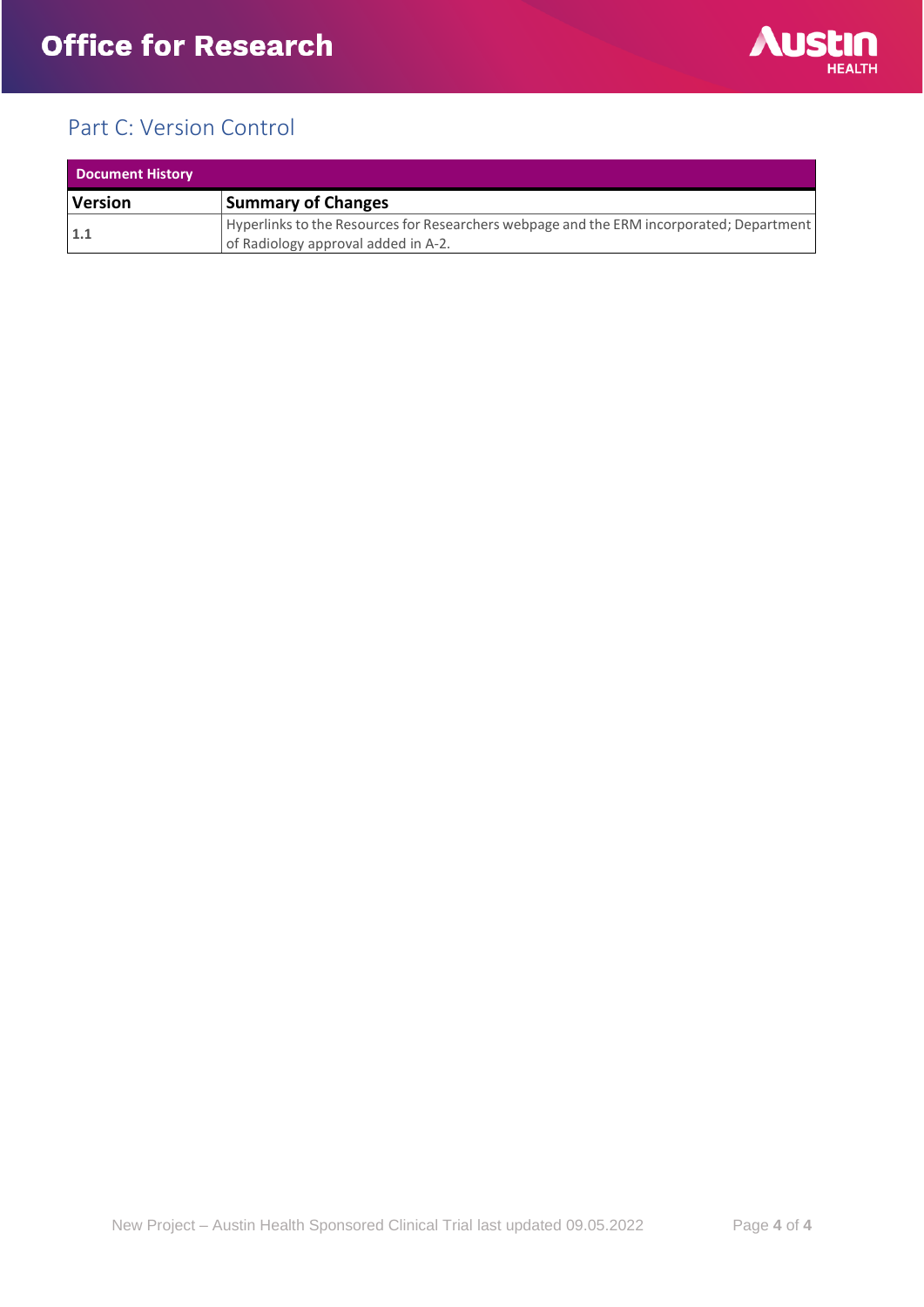## Part C: Version Control

| Document History | |
|---|---|
| **Version** | **Summary of Changes** |
| 1.1 | Hyperlinks to the Resources for Researchers webpage and the ERM incorporated; Department of Radiology approval added in A-2. |